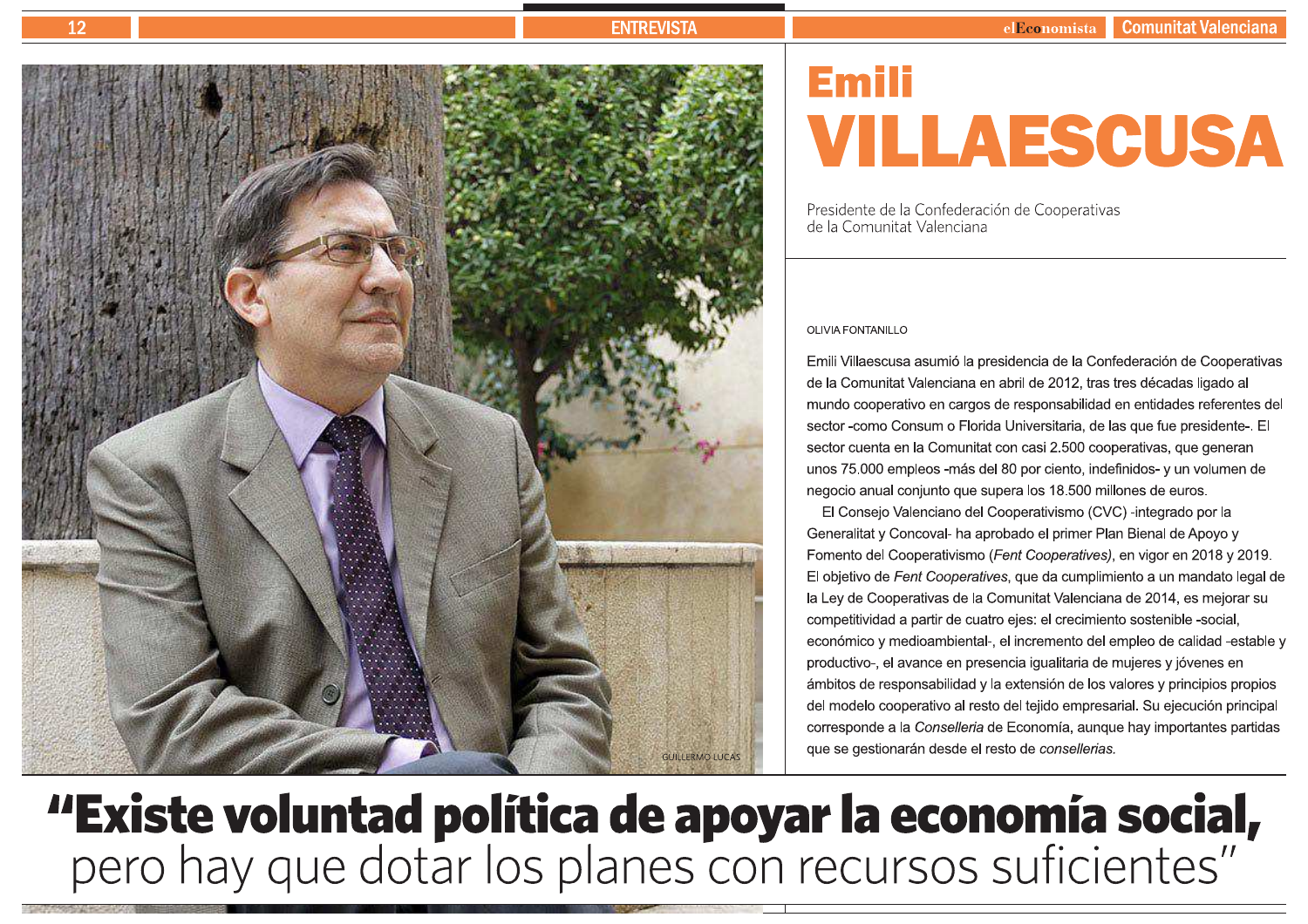# Emili VILLAESCUSA

Presidente de la Confederación de Cooperativas de la Comunitat Valenciana

GUILLERMO LUCAS

OLIVIA FONTANILLO

Emili Villaescusa asumió la presidencia de la Confederación de Cooperativas de la Comunitat Valenciana en abril de 2012, tras tres décadas ligado al mundo cooperativo en cargos de responsabilidad en entidades referentes del sector -como Consum o Florida Universitaria, de las que fue presidente-. El sector cuenta en la Comunitat con casi 2.500 cooperativas, que generan unos 75.000 empleos -más del 80 por ciento, indefinidos- y un volumen de negocio anual conjunto que supera los 18.500 millones de euros.

El Consejo Valenciano del Cooperativismo (CVC) -integrado por la Generalitat y Concoval- ha aprobado el primer Plan Bienal de Apoyo y Fomento del Cooperativismo (*Fent Cooperatives)*, en vigor en 2018 y 2019. El objetivo de *Fent Cooperatives*, que da cumplimiento a un mandato legal de la Ley de Cooperativas de la Comunitat Valenciana de 2014, es mejorar su competitividad a partir de cuatro ejes: el crecimiento sostenible -social, económico y medioambiental-, el incremento del empleo de calidad -estable y productivo-, el avance en presencia igualitaria de mujeres y jóvenes en ámbitos de responsabilidad y la extensión de los valores y principios propios del modelo cooperativo al resto del tejido empresarial. Su ejecución principal corresponde a la *Conselleria* de Economía, aunque hay importantes partidas que se gestionarán desde el resto de *consellerias*.

## "Existe voluntad política de apoyar la economía social, pero hay que dotar los planes con recursos suficientes"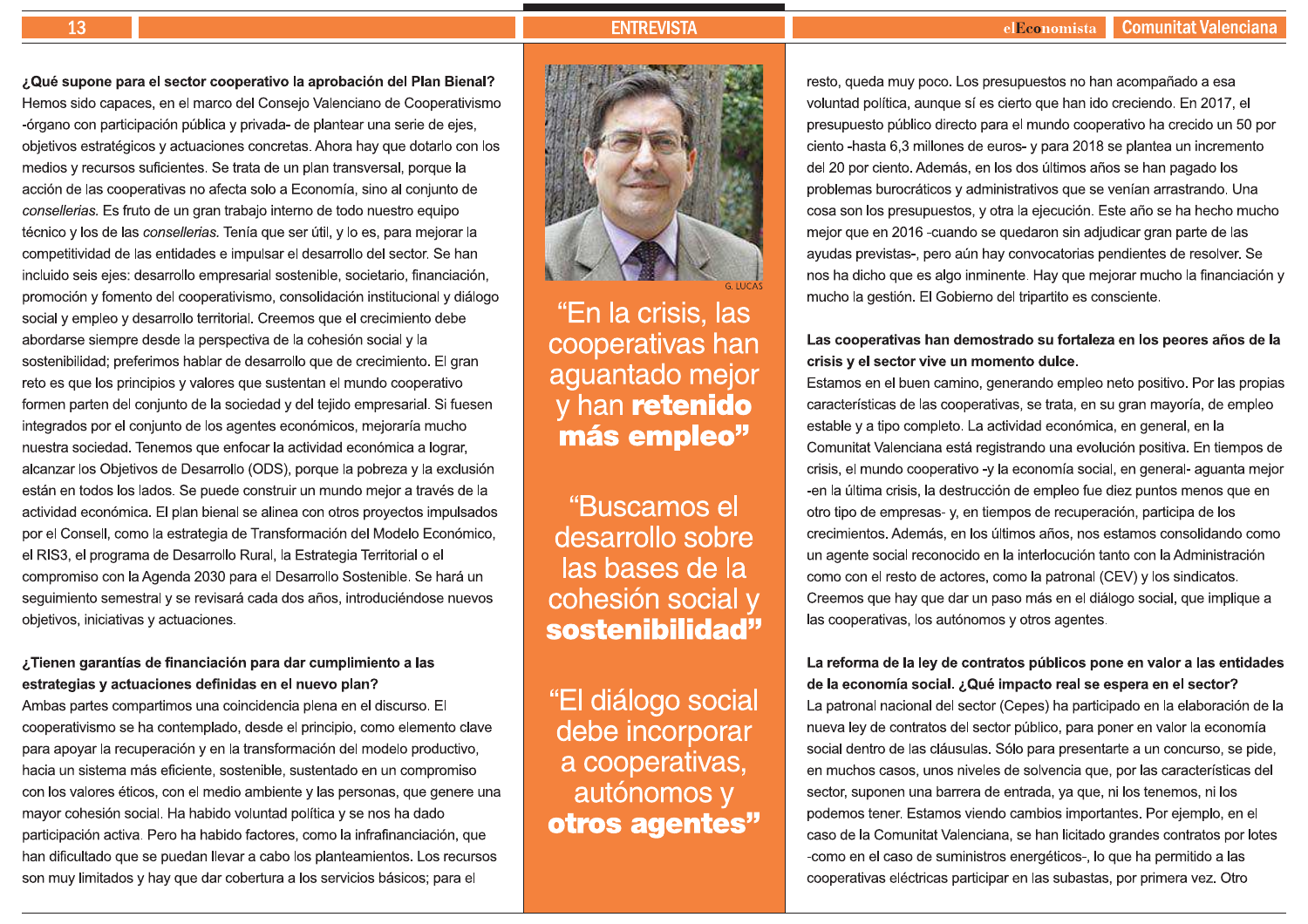**¿Qué supone para el sector cooperativo la aprobación del Plan Bienal?**

Hemos sido capaces, en el marco del Consejo Valenciano de Cooperativismo -órgano con participación pública y privada- de plantear una serie de ejes, objetivos estratégicos y actuaciones concretas. Ahora hay que dotarlo con los medios y recursos suficientes. Se trata de un plan transversal, porque la acción de las cooperativas no afecta solo a Economía, sino al conjunto de *consellerias*. Es fruto de un gran trabajo interno de todo nuestro equipo técnico y los de las *consellerias*. Tenía que ser útil, y lo es, para mejorar la competitividad de las entidades e impulsar el desarrollo del sector. Se han incluido seis ejes: desarrollo empresarial sostenible, societario, financiación, promoción y fomento del cooperativismo, consolidación institucional y diálogo social y empleo y desarrollo territorial. Creemos que el crecimiento debe abordarse siempre desde la perspectiva de la cohesión social y la sostenibilidad; preferimos hablar de desarrollo que de crecimiento. El gran reto es que los principios y valores que sustentan el mundo cooperativo formen parten del conjunto de la sociedad y del tejido empresarial. Si fuesen integrados por el conjunto de los agentes económicos, mejoraría mucho nuestra sociedad. Tenemos que enfocar la actividad económica a lograr, alcanzar los Objetivos de Desarrollo (ODS), porque la pobreza y la exclusión están en todos los lados. Se puede construir un mundo mejor a través de la actividad económica. El plan bienal se alinea con otros proyectos impulsados por el Consell, como la estrategia de Transformación del Modelo Económico, el RIS3, el programa de Desarrollo Rural, la Estrategia Territorial o el compromiso con la Agenda 2030 para el Desarrollo Sostenible. Se hará un seguimiento semestral y se revisará cada dos años, introduciéndose nuevos objetivos, iniciativas y actuaciones.

**¿Tienen garantías de financiación para dar cumplimiento a las estrategias y actuaciones definidas en el nuevo plan?**

Ambas partes compartimos una coincidencia plena en el discurso. El cooperativismo se ha contemplado, desde el principio, como elemento clave para apoyar la recuperación y en la transformación del modelo productivo, hacia un sistema más eficiente, sostenible, sustentado en un compromiso con los valores éticos, con el medio ambiente y las personas, que genere una mayor cohesión social. Ha habido voluntad política y se nos ha dado participación activa. Pero ha habido factores, como la infrafinanciación, que han dificultado que se puedan llevar a cabo los planteamientos. Los recursos son muy limitados y hay que dar cobertura a los servicios básicos; para el resto, queda muy poco. Los presupuestos no han acompañado a esa voluntad política, aunque sí es cierto que han ido creciendo. En 2017, el presupuesto público directo para el mundo cooperativo ha crecido un 50 por ciento -hasta 6,3 millones de euros- y para 2018 se plantea un incremento del 20 por ciento. Además, en los dos últimos años se han pagado los problemas burocráticos y administrativos que se venían arrastrando. Una cosa son los presupuestos, y otra la ejecución. Este año se ha hecho mucho mejor que en 2016 -cuando se quedaron sin adjudicar gran parte de las ayudas previstas-, pero aún hay convocatorias pendientes de resolver. Se nos ha dicho que es algo inminente. Hay que mejorar mucho la financiación y mucho la gestión. El Gobierno del tripartito es consciente.

G. LUCAS

"En la crisis, las cooperativas han aguantado mejor y han **retenido más empleo**"

"Buscamos el desarrollo sobre las bases de la cohesión social y **sostenibilidad**"

"El diálogo social debe incorporar a cooperativas, autónomos y **otros agentes**"

**Las cooperativas han demostrado su fortaleza en los peores años de la crisis y el sector vive un momento dulce.**

Estamos en el buen camino, generando empleo neto positivo. Por las propias características de las cooperativas, se trata, en su gran mayoría, de empleo estable y a tipo completo. La actividad económica, en general, en la Comunitat Valenciana está registrando una evolución positiva. En tiempos de crisis, el mundo cooperativo -y la economía social, en general- aguanta mejor -en la última crisis, la destrucción de empleo fue diez puntos menos que en otro tipo de empresas- y, en tiempos de recuperación, participa de los crecimientos. Además, en los últimos años, nos estamos consolidando como un agente social reconocido en la interlocución tanto con la Administración como con el resto de actores, como la patronal (CEV) y los sindicatos. Creemos que hay que dar un paso más en el diálogo social, que implique a las cooperativas, los autónomos y otros agentes.

**La reforma de la ley de contratos públicos pone en valor a las entidades de la economía social. ¿Qué impacto real se espera en el sector?**

La patronal nacional del sector (Cepes) ha participado en la elaboración de la nueva ley de contratos del sector público, para poner en valor la economía social dentro de las cláusulas. Sólo para presentarte a un concurso, se pide, en muchos casos, unos niveles de solvencia que, por las características del sector, suponen una barrera de entrada, ya que, ni los tenemos, ni los podemos tener. Estamos viendo cambios importantes. Por ejemplo, en el caso de la Comunitat Valenciana, se han licitado grandes contratos por lotes -como en el caso de suministros energéticos-, lo que ha permitido a las cooperativas eléctricas participar en las subastas, por primera vez. Otro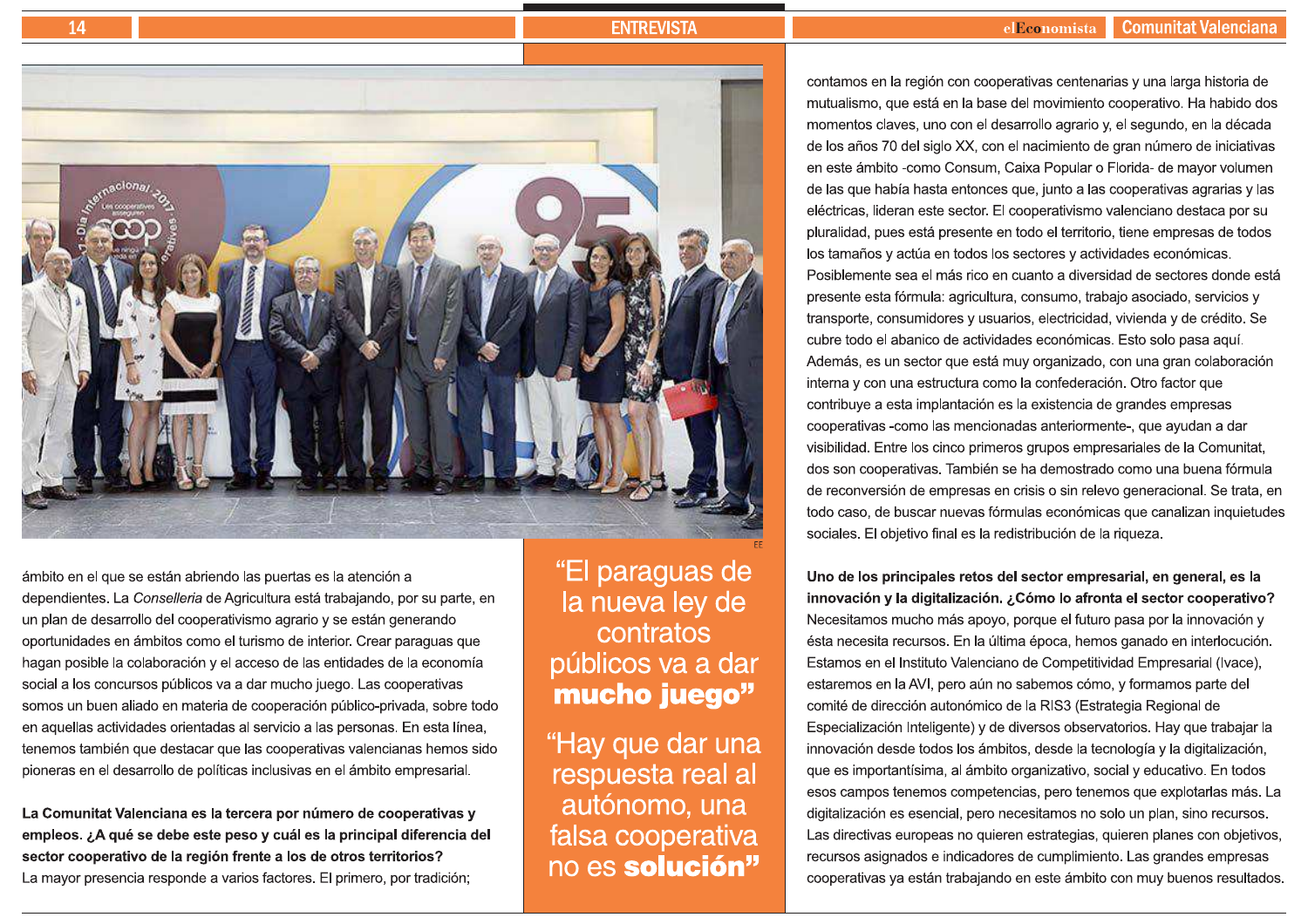ámbito en el que se están abriendo las puertas es la atención a dependientes. La *Conselleria* de Agricultura está trabajando, por su parte, en un plan de desarrollo del cooperativismo agrario y se están generando oportunidades en ámbitos como el turismo de interior. Crear paraguas que hagan posible la colaboración y el acceso de las entidades de la economía social a los concursos públicos va a dar mucho juego. Las cooperativas somos un buen aliado en materia de cooperación público-privada, sobre todo en aquellas actividades orientadas al servicio a las personas. En esta línea, tenemos también que destacar que las cooperativas valencianas hemos sido pioneras en el desarrollo de políticas inclusivas en el ámbito empresarial.

> “El paraguas de la nueva ley de contratos públicos va a dar **mucho juego**”

> “Hay que dar una respuesta real al autónomo, una falsa cooperativa no es **solución**”

**La Comunitat Valenciana es la tercera por número de cooperativas y empleos. ¿A qué se debe este peso y cuál es la principal diferencia del sector cooperativo de la región frente a los de otros territorios?**

La mayor presencia responde a varios factores. El primero, por tradición; contamos en la región con cooperativas centenarias y una larga historia de mutualismo, que está en la base del movimiento cooperativo. Ha habido dos momentos claves, uno con el desarrollo agrario y, el segundo, en la década de los años 70 del siglo XX, con el nacimiento de gran número de iniciativas en este ámbito -como Consum, Caixa Popular o Florida- de mayor volumen de las que había hasta entonces que, junto a las cooperativas agrarias y las eléctricas, lideran este sector. El cooperativismo valenciano destaca por su pluralidad, pues está presente en todo el territorio, tiene empresas de todos los tamaños y actúa en todos los sectores y actividades económicas. Posiblemente sea el más rico en cuanto a diversidad de sectores donde está presente esta fórmula: agricultura, consumo, trabajo asociado, servicios y transporte, consumidores y usuarios, electricidad, vivienda y de crédito. Se cubre todo el abanico de actividades económicas. Esto solo pasa aquí. Además, es un sector que está muy organizado, con una gran colaboración interna y con una estructura como la confederación. Otro factor que contribuye a esta implantación es la existencia de grandes empresas cooperativas -como las mencionadas anteriormente-, que ayudan a dar visibilidad. Entre los cinco primeros grupos empresariales de la Comunitat, dos son cooperativas. También se ha demostrado como una buena fórmula de reconversión de empresas en crisis o sin relevo generacional. Se trata, en todo caso, de buscar nuevas fórmulas económicas que canalizan inquietudes sociales. El objetivo final es la redistribución de la riqueza.

**Uno de los principales retos del sector empresarial, en general, es la innovación y la digitalización. ¿Cómo lo afronta el sector cooperativo?**

Necesitamos mucho más apoyo, porque el futuro pasa por la innovación y ésta necesita recursos. En la última época, hemos ganado en interlocución. Estamos en el Instituto Valenciano de Competitividad Empresarial (Ivace), estaremos en la AVI, pero aún no sabemos cómo, y formamos parte del comité de dirección autonómico de la RIS3 (Estrategia Regional de Especialización Inteligente) y de diversos observatorios. Hay que trabajar la innovación desde todos los ámbitos, desde la tecnología y la digitalización, que es importantísima, al ámbito organizativo, social y educativo. En todos esos campos tenemos competencias, pero tenemos que explotarlas más. La digitalización es esencial, pero necesitamos no solo un plan, sino recursos. Las directivas europeas no quieren estrategias, quieren planes con objetivos, recursos asignados e indicadores de cumplimiento. Las grandes empresas cooperativas ya están trabajando en este ámbito con muy buenos resultados.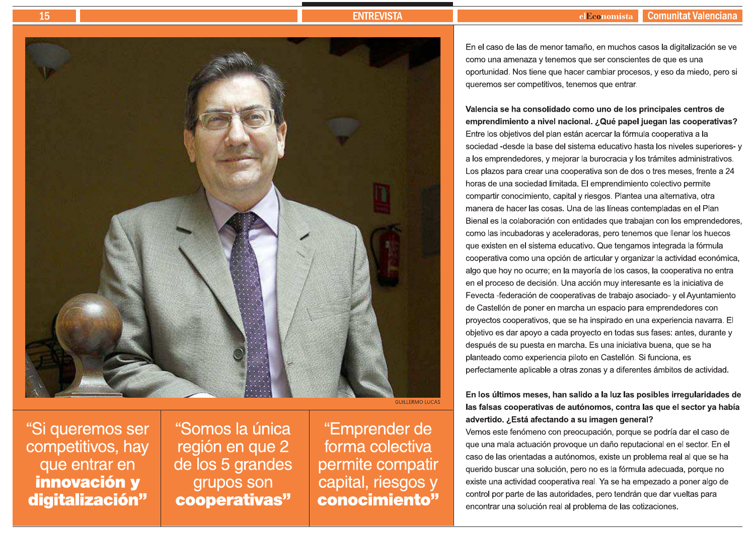GUILLERMO LUCAS

"Si queremos ser competitivos, hay que entrar en **innovación y digitalización**"

"Somos la única región en que 2 de los 5 grandes grupos son **cooperativas**"

"Emprender de forma colectiva permite compatir capital, riesgos y **conocimiento**"

En el caso de las de menor tamaño, en muchos casos la digitalización se ve como una amenaza y tenemos que ser conscientes de que es una oportunidad. Nos tiene que hacer cambiar procesos, y eso da miedo, pero si queremos ser competitivos, tenemos que entrar.

**Valencia se ha consolidado como uno de los principales centros de emprendimiento a nivel nacional. ¿Qué papel juegan las cooperativas?**

Entre los objetivos del plan están acercar la fórmula cooperativa a la sociedad -desde la base del sistema educativo hasta los niveles superiores- y a los emprendedores, y mejorar la burocracia y los trámites administrativos. Los plazos para crear una cooperativa son de dos o tres meses, frente a 24 horas de una sociedad limitada. El emprendimiento colectivo permite compartir conocimiento, capital y riesgos. Plantea una alternativa, otra manera de hacer las cosas. Una de las líneas contempladas en el Plan Bienal es la colaboración con entidades que trabajan con los emprendedores, como las incubadoras y aceleradoras, pero tenemos que llenar los huecos que existen en el sistema educativo. Que tengamos integrada la fórmula cooperativa como una opción de articular y organizar la actividad económica, algo que hoy no ocurre; en la mayoría de los casos, la cooperativa no entra en el proceso de decisión. Una acción muy interesante es la iniciativa de Fevecta -federación de cooperativas de trabajo asociado- y el Ayuntamiento de Castellón de poner en marcha un espacio para emprendedores con proyectos cooperativos, que se ha inspirado en una experiencia navarra. El objetivo es dar apoyo a cada proyecto en todas sus fases: antes, durante y después de su puesta en marcha. Es una iniciativa buena, que se ha planteado como experiencia piloto en Castellón. Si funciona, es perfectamente aplicable a otras zonas y a diferentes ámbitos de actividad.

**En los últimos meses, han salido a la luz las posibles irregularidades de las falsas cooperativas de autónomos, contra las que el sector ya había advertido. ¿Está afectando a su imagen general?**

Vemos este fenómeno con preocupación, porque se podría dar el caso de que una mala actuación provoque un daño reputacional en el sector. En el caso de las orientadas a autónomos, existe un problema real al que se ha querido buscar una solución, pero no es la fórmula adecuada, porque no existe una actividad cooperativa real. Ya se ha empezado a poner algo de control por parte de las autoridades, pero tendrán que dar vueltas para encontrar una solución real al problema de las cotizaciones.